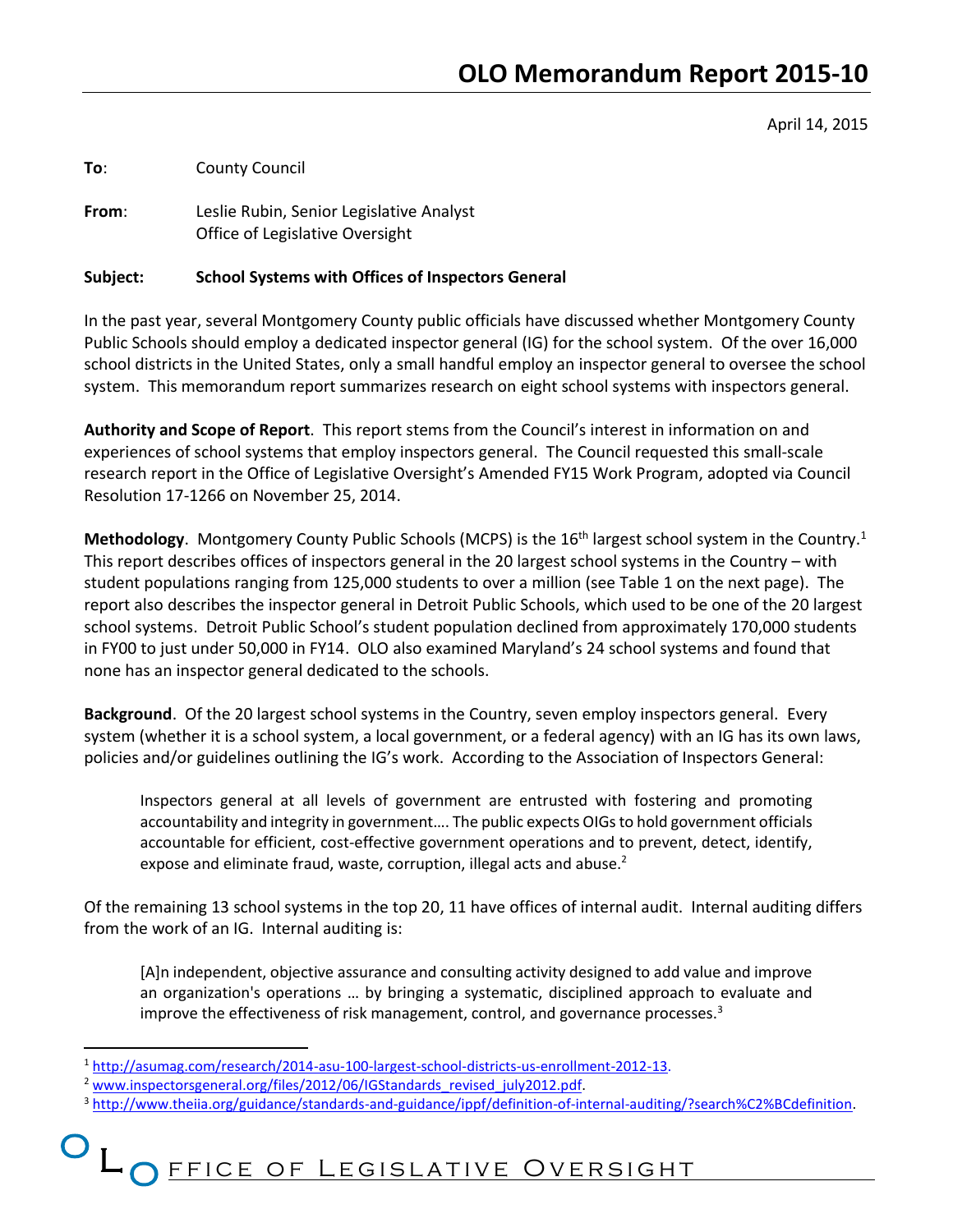# OLO Memorandum Report 2015-10

April 14, 2015

**To**: County Council

**From**: Leslie Rubin, Senior Legislative Analyst
Office of Legislative Oversight

**Subject: School Systems with Offices of Inspectors General**

In the past year, several Montgomery County public officials have discussed whether Montgomery County Public Schools should employ a dedicated inspector general (IG) for the school system. Of the over 16,000 school districts in the United States, only a small handful employ an inspector general to oversee the school system. This memorandum report summarizes research on eight school systems with inspectors general.

**Authority and Scope of Report**. This report stems from the Council's interest in information on and experiences of school systems that employ inspectors general. The Council requested this small-scale research report in the Office of Legislative Oversight's Amended FY15 Work Program, adopted via Council Resolution 17-1266 on November 25, 2014.

**Methodology**. Montgomery County Public Schools (MCPS) is the 16th largest school system in the Country.[1] This report describes offices of inspectors general in the 20 largest school systems in the Country – with student populations ranging from 125,000 students to over a million (see Table 1 on the next page). The report also describes the inspector general in Detroit Public Schools, which used to be one of the 20 largest school systems. Detroit Public School's student population declined from approximately 170,000 students in FY00 to just under 50,000 in FY14. OLO also examined Maryland's 24 school systems and found that none has an inspector general dedicated to the schools.

**Background**. Of the 20 largest school systems in the Country, seven employ inspectors general. Every system (whether it is a school system, a local government, or a federal agency) with an IG has its own laws, policies and/or guidelines outlining the IG's work. According to the Association of Inspectors General:

> Inspectors general at all levels of government are entrusted with fostering and promoting accountability and integrity in government…. The public expects OIGs to hold government officials accountable for efficient, cost-effective government operations and to prevent, detect, identify, expose and eliminate fraud, waste, corruption, illegal acts and abuse.[2]

Of the remaining 13 school systems in the top 20, 11 have offices of internal audit. Internal auditing differs from the work of an IG. Internal auditing is:

> [A]n independent, objective assurance and consulting activity designed to add value and improve an organization's operations … by bringing a systematic, disciplined approach to evaluate and improve the effectiveness of risk management, control, and governance processes.[3]

---

[1] http://asumag.com/research/2014-asu-100-largest-school-districts-us-enrollment-2012-13.

[2] www.inspectorsgeneral.org/files/2012/06/IGStandards_revised_july2012.pdf.

[3] http://www.theiia.org/guidance/standards-and-guidance/ippf/definition-of-internal-auditing/?search%C2%BCdefinition.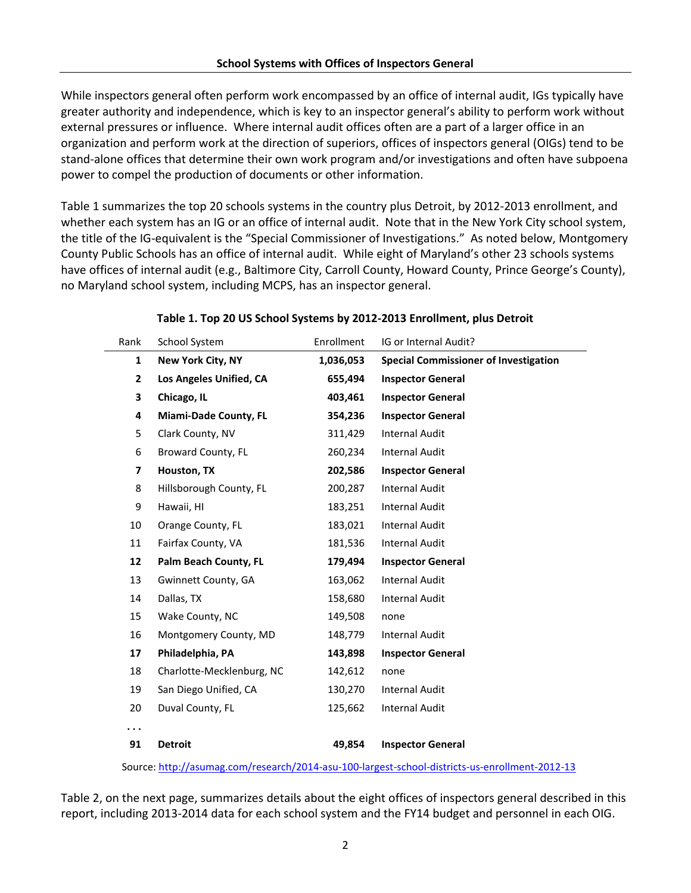## School Systems with Offices of Inspectors General

While inspectors general often perform work encompassed by an office of internal audit, IGs typically have greater authority and independence, which is key to an inspector general's ability to perform work without external pressures or influence. Where internal audit offices often are a part of a larger office in an organization and perform work at the direction of superiors, offices of inspectors general (OIGs) tend to be stand-alone offices that determine their own work program and/or investigations and often have subpoena power to compel the production of documents or other information.

Table 1 summarizes the top 20 schools systems in the country plus Detroit, by 2012-2013 enrollment, and whether each system has an IG or an office of internal audit. Note that in the New York City school system, the title of the IG-equivalent is the "Special Commissioner of Investigations." As noted below, Montgomery County Public Schools has an office of internal audit. While eight of Maryland's other 23 schools systems have offices of internal audit (e.g., Baltimore City, Carroll County, Howard County, Prince George's County), no Maryland school system, including MCPS, has an inspector general.

**Table 1. Top 20 US School Systems by 2012-2013 Enrollment, plus Detroit**

| Rank | School System | Enrollment | IG or Internal Audit? |
|---|---|---|---|
| **1** | **New York City, NY** | **1,036,053** | **Special Commissioner of Investigation** |
| **2** | **Los Angeles Unified, CA** | **655,494** | **Inspector General** |
| **3** | **Chicago, IL** | **403,461** | **Inspector General** |
| **4** | **Miami-Dade County, FL** | **354,236** | **Inspector General** |
| 5 | Clark County, NV | 311,429 | Internal Audit |
| 6 | Broward County, FL | 260,234 | Internal Audit |
| **7** | **Houston, TX** | **202,586** | **Inspector General** |
| 8 | Hillsborough County, FL | 200,287 | Internal Audit |
| 9 | Hawaii, HI | 183,251 | Internal Audit |
| 10 | Orange County, FL | 183,021 | Internal Audit |
| 11 | Fairfax County, VA | 181,536 | Internal Audit |
| **12** | **Palm Beach County, FL** | **179,494** | **Inspector General** |
| 13 | Gwinnett County, GA | 163,062 | Internal Audit |
| 14 | Dallas, TX | 158,680 | Internal Audit |
| 15 | Wake County, NC | 149,508 | none |
| 16 | Montgomery County, MD | 148,779 | Internal Audit |
| **17** | **Philadelphia, PA** | **143,898** | **Inspector General** |
| 18 | Charlotte-Mecklenburg, NC | 142,612 | none |
| 19 | San Diego Unified, CA | 130,270 | Internal Audit |
| 20 | Duval County, FL | 125,662 | Internal Audit |
| . . . | | | |
| **91** | **Detroit** | **49,854** | **Inspector General** |

Source: http://asumag.com/research/2014-asu-100-largest-school-districts-us-enrollment-2012-13

Table 2, on the next page, summarizes details about the eight offices of inspectors general described in this report, including 2013-2014 data for each school system and the FY14 budget and personnel in each OIG.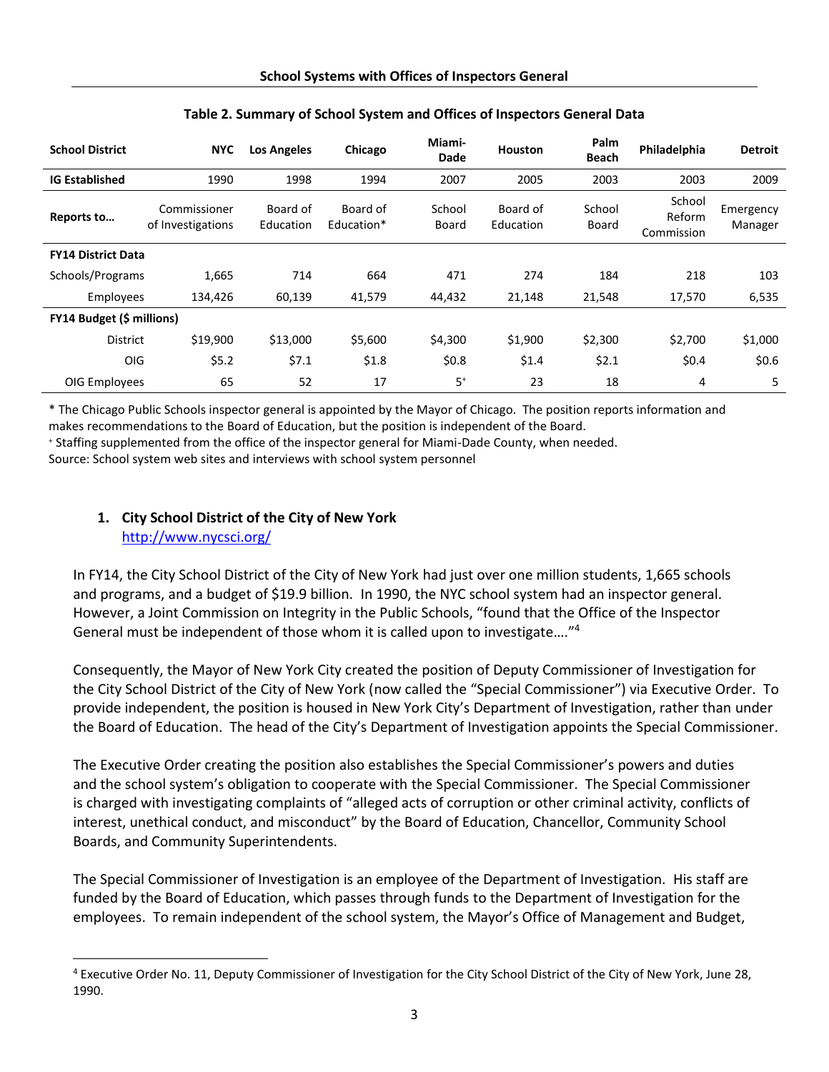**School Systems with Offices of Inspectors General**

**Table 2. Summary of School System and Offices of Inspectors General Data**

| School District | NYC | Los Angeles | Chicago | Miami-Dade | Houston | Palm Beach | Philadelphia | Detroit |
|---|---|---|---|---|---|---|---|---|
| **IG Established** | 1990 | 1998 | 1994 | 2007 | 2005 | 2003 | 2003 | 2009 |
| **Reports to…** | Commissioner of Investigations | Board of Education | Board of Education* | School Board | Board of Education | School Board | School Reform Commission | Emergency Manager |
| **FY14 District Data** | | | | | | | | |
| Schools/Programs | 1,665 | 714 | 664 | 471 | 274 | 184 | 218 | 103 |
| Employees | 134,426 | 60,139 | 41,579 | 44,432 | 21,148 | 21,548 | 17,570 | 6,535 |
| **FY14 Budget ($ millions)** | | | | | | | | |
| District | $19,900 | $13,000 | $5,600 | $4,300 | $1,900 | $2,300 | $2,700 | $1,000 |
| OIG | $5.2 | $7.1 | $1.8 | $0.8 | $1.4 | $2.1 | $0.4 | $0.6 |
| OIG Employees | 65 | 52 | 17 | 5+ | 23 | 18 | 4 | 5 |

* The Chicago Public Schools inspector general is appointed by the Mayor of Chicago. The position reports information and makes recommendations to the Board of Education, but the position is independent of the Board.
+ Staffing supplemented from the office of the inspector general for Miami-Dade County, when needed.
Source: School system web sites and interviews with school system personnel

### 1. City School District of the City of New York

http://www.nycsci.org/

In FY14, the City School District of the City of New York had just over one million students, 1,665 schools and programs, and a budget of $19.9 billion. In 1990, the NYC school system had an inspector general. However, a Joint Commission on Integrity in the Public Schools, "found that the Office of the Inspector General must be independent of those whom it is called upon to investigate…."[4]

Consequently, the Mayor of New York City created the position of Deputy Commissioner of Investigation for the City School District of the City of New York (now called the "Special Commissioner") via Executive Order. To provide independent, the position is housed in New York City's Department of Investigation, rather than under the Board of Education. The head of the City's Department of Investigation appoints the Special Commissioner.

The Executive Order creating the position also establishes the Special Commissioner's powers and duties and the school system's obligation to cooperate with the Special Commissioner. The Special Commissioner is charged with investigating complaints of "alleged acts of corruption or other criminal activity, conflicts of interest, unethical conduct, and misconduct" by the Board of Education, Chancellor, Community School Boards, and Community Superintendents.

The Special Commissioner of Investigation is an employee of the Department of Investigation. His staff are funded by the Board of Education, which passes through funds to the Department of Investigation for the employees. To remain independent of the school system, the Mayor's Office of Management and Budget,

[4] Executive Order No. 11, Deputy Commissioner of Investigation for the City School District of the City of New York, June 28, 1990.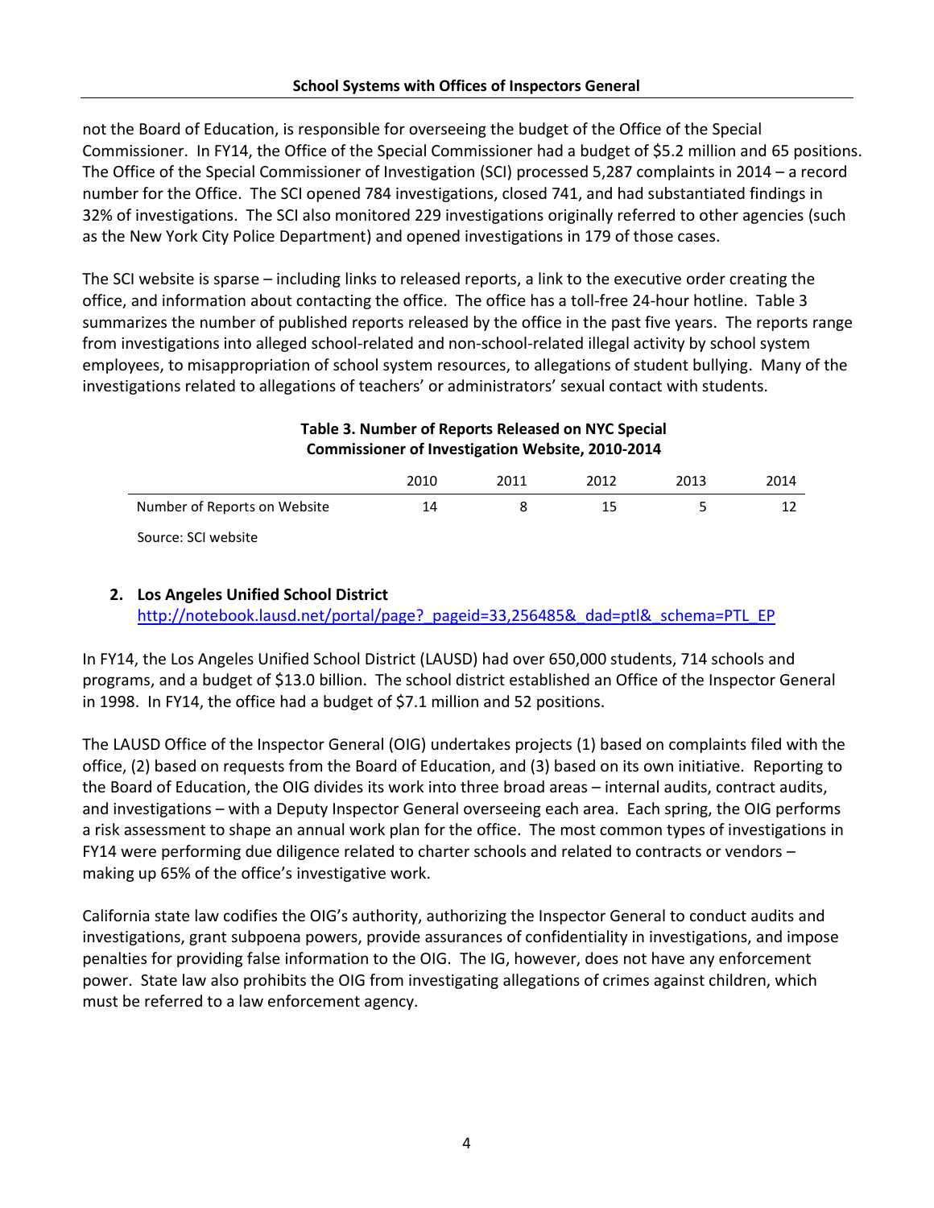not the Board of Education, is responsible for overseeing the budget of the Office of the Special Commissioner. In FY14, the Office of the Special Commissioner had a budget of $5.2 million and 65 positions. The Office of the Special Commissioner of Investigation (SCI) processed 5,287 complaints in 2014 – a record number for the Office. The SCI opened 784 investigations, closed 741, and had substantiated findings in 32% of investigations. The SCI also monitored 229 investigations originally referred to other agencies (such as the New York City Police Department) and opened investigations in 179 of those cases.

The SCI website is sparse – including links to released reports, a link to the executive order creating the office, and information about contacting the office. The office has a toll-free 24-hour hotline. Table 3 summarizes the number of published reports released by the office in the past five years. The reports range from investigations into alleged school-related and non-school-related illegal activity by school system employees, to misappropriation of school system resources, to allegations of student bullying. Many of the investigations related to allegations of teachers' or administrators' sexual contact with students.

**Table 3. Number of Reports Released on NYC Special Commissioner of Investigation Website, 2010-2014**

| | 2010 | 2011 | 2012 | 2013 | 2014 |
|---|---|---|---|---|---|
| Number of Reports on Website | 14 | 8 | 15 | 5 | 12 |

Source: SCI website

### 2. Los Angeles Unified School District

http://notebook.lausd.net/portal/page?_pageid=33,256485&_dad=ptl&_schema=PTL_EP

In FY14, the Los Angeles Unified School District (LAUSD) had over 650,000 students, 714 schools and programs, and a budget of $13.0 billion. The school district established an Office of the Inspector General in 1998. In FY14, the office had a budget of $7.1 million and 52 positions.

The LAUSD Office of the Inspector General (OIG) undertakes projects (1) based on complaints filed with the office, (2) based on requests from the Board of Education, and (3) based on its own initiative. Reporting to the Board of Education, the OIG divides its work into three broad areas – internal audits, contract audits, and investigations – with a Deputy Inspector General overseeing each area. Each spring, the OIG performs a risk assessment to shape an annual work plan for the office. The most common types of investigations in FY14 were performing due diligence related to charter schools and related to contracts or vendors – making up 65% of the office's investigative work.

California state law codifies the OIG's authority, authorizing the Inspector General to conduct audits and investigations, grant subpoena powers, provide assurances of confidentiality in investigations, and impose penalties for providing false information to the OIG. The IG, however, does not have any enforcement power. State law also prohibits the OIG from investigating allegations of crimes against children, which must be referred to a law enforcement agency.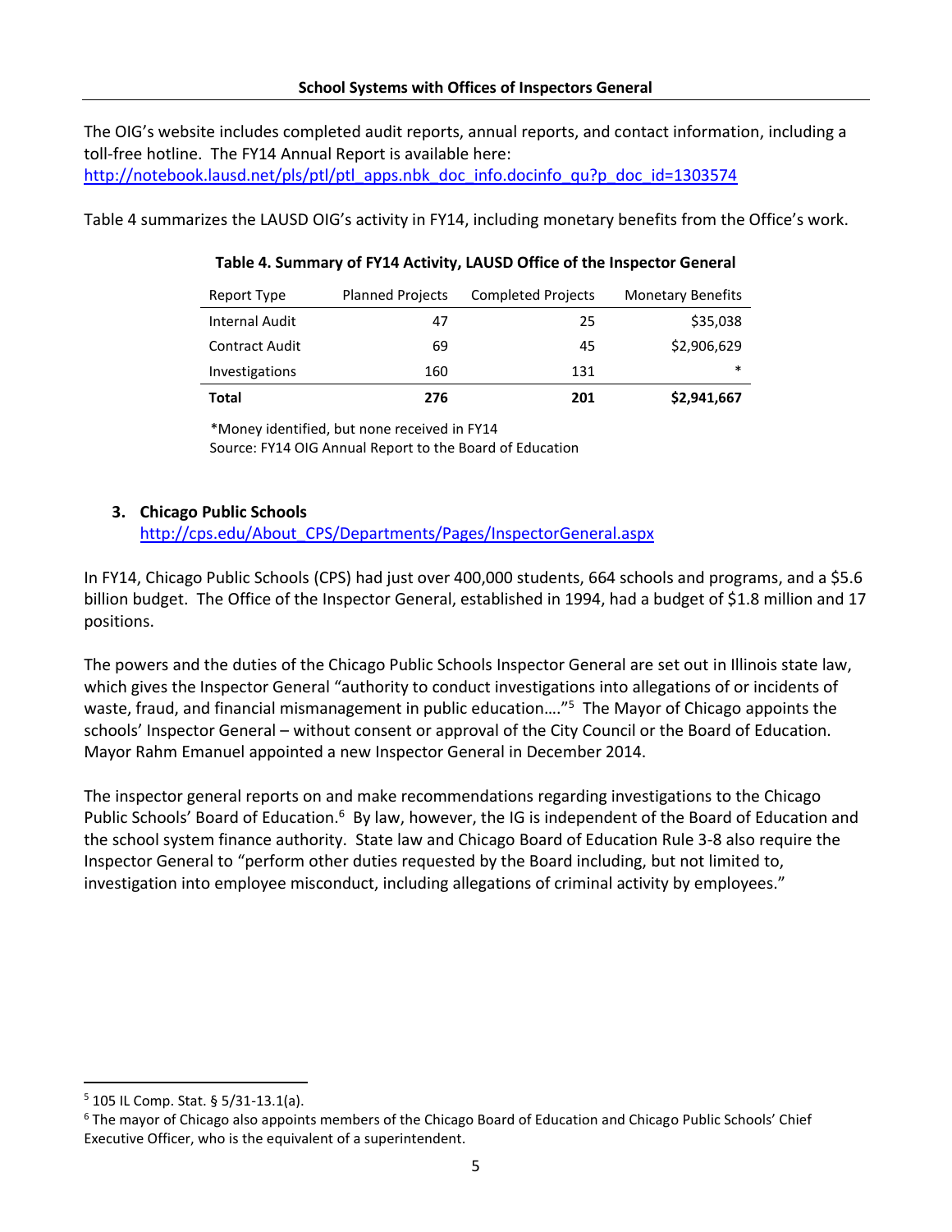The OIG's website includes completed audit reports, annual reports, and contact information, including a toll-free hotline. The FY14 Annual Report is available here: http://notebook.lausd.net/pls/ptl/ptl_apps.nbk_doc_info.docinfo_qu?p_doc_id=1303574

Table 4 summarizes the LAUSD OIG's activity in FY14, including monetary benefits from the Office's work.

**Table 4. Summary of FY14 Activity, LAUSD Office of the Inspector General**

| Report Type | Planned Projects | Completed Projects | Monetary Benefits |
|---|---|---|---|
| Internal Audit | 47 | 25 | $35,038 |
| Contract Audit | 69 | 45 | $2,906,629 |
| Investigations | 160 | 131 | * |
| **Total** | **276** | **201** | **$2,941,667** |

*Money identified, but none received in FY14
Source: FY14 OIG Annual Report to the Board of Education

### 3. Chicago Public Schools

http://cps.edu/About_CPS/Departments/Pages/InspectorGeneral.aspx

In FY14, Chicago Public Schools (CPS) had just over 400,000 students, 664 schools and programs, and a $5.6 billion budget. The Office of the Inspector General, established in 1994, had a budget of $1.8 million and 17 positions.

The powers and the duties of the Chicago Public Schools Inspector General are set out in Illinois state law, which gives the Inspector General "authority to conduct investigations into allegations of or incidents of waste, fraud, and financial mismanagement in public education…."[5] The Mayor of Chicago appoints the schools' Inspector General – without consent or approval of the City Council or the Board of Education. Mayor Rahm Emanuel appointed a new Inspector General in December 2014.

The inspector general reports on and make recommendations regarding investigations to the Chicago Public Schools' Board of Education.[6] By law, however, the IG is independent of the Board of Education and the school system finance authority. State law and Chicago Board of Education Rule 3-8 also require the Inspector General to "perform other duties requested by the Board including, but not limited to, investigation into employee misconduct, including allegations of criminal activity by employees."

[5] 105 IL Comp. Stat. § 5/31-13.1(a).

[6] The mayor of Chicago also appoints members of the Chicago Board of Education and Chicago Public Schools' Chief Executive Officer, who is the equivalent of a superintendent.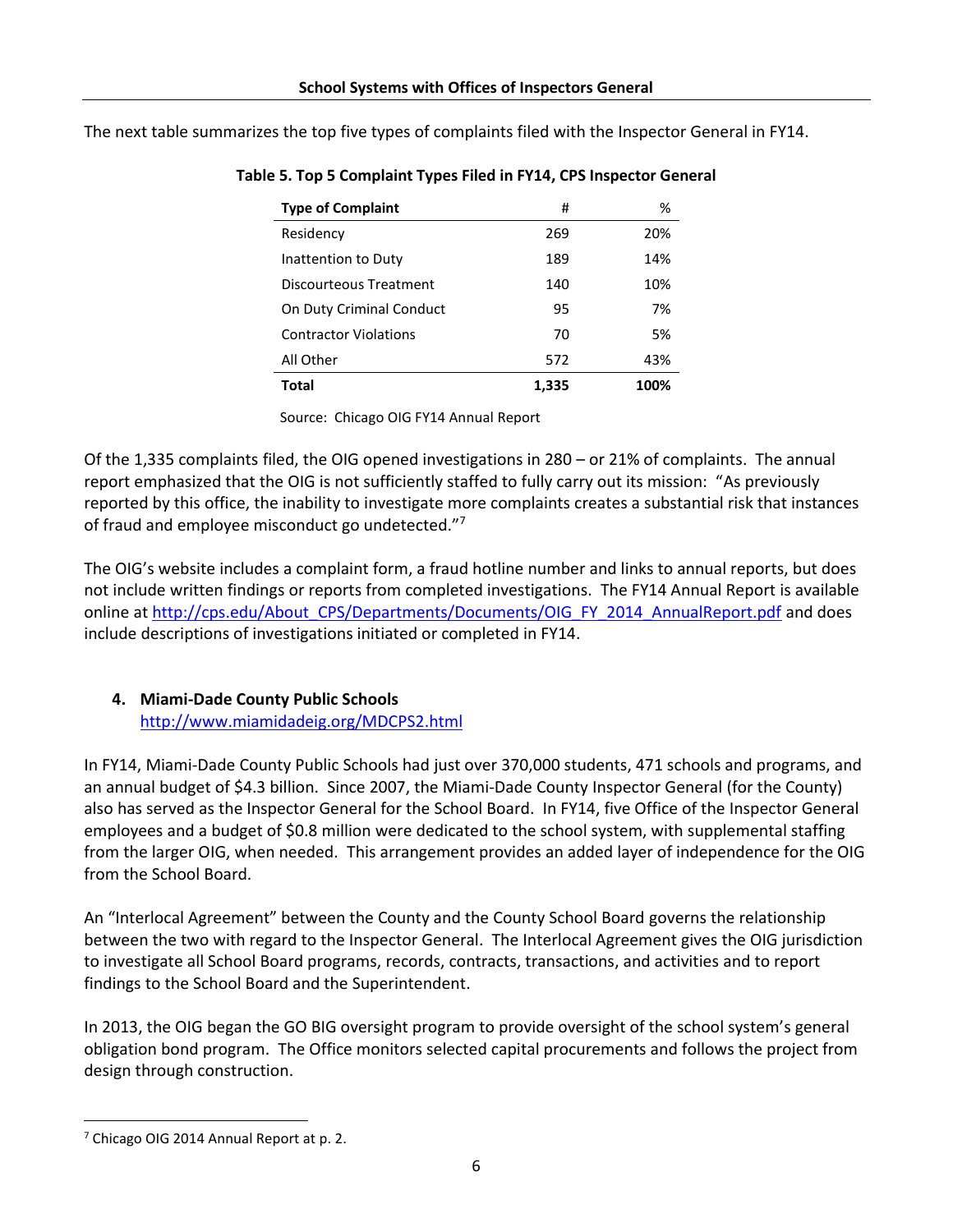The next table summarizes the top five types of complaints filed with the Inspector General in FY14.

**Table 5. Top 5 Complaint Types Filed in FY14, CPS Inspector General**

| Type of Complaint | # | % |
|---|---|---|
| Residency | 269 | 20% |
| Inattention to Duty | 189 | 14% |
| Discourteous Treatment | 140 | 10% |
| On Duty Criminal Conduct | 95 | 7% |
| Contractor Violations | 70 | 5% |
| All Other | 572 | 43% |
| **Total** | **1,335** | **100%** |

Source: Chicago OIG FY14 Annual Report

Of the 1,335 complaints filed, the OIG opened investigations in 280 – or 21% of complaints. The annual report emphasized that the OIG is not sufficiently staffed to fully carry out its mission: "As previously reported by this office, the inability to investigate more complaints creates a substantial risk that instances of fraud and employee misconduct go undetected."[7]

The OIG's website includes a complaint form, a fraud hotline number and links to annual reports, but does not include written findings or reports from completed investigations. The FY14 Annual Report is available online at http://cps.edu/About_CPS/Departments/Documents/OIG_FY_2014_AnnualReport.pdf and does include descriptions of investigations initiated or completed in FY14.

## 4. Miami-Dade County Public Schools

http://www.miamidadeig.org/MDCPS2.html

In FY14, Miami-Dade County Public Schools had just over 370,000 students, 471 schools and programs, and an annual budget of $4.3 billion. Since 2007, the Miami-Dade County Inspector General (for the County) also has served as the Inspector General for the School Board. In FY14, five Office of the Inspector General employees and a budget of $0.8 million were dedicated to the school system, with supplemental staffing from the larger OIG, when needed. This arrangement provides an added layer of independence for the OIG from the School Board.

An "Interlocal Agreement" between the County and the County School Board governs the relationship between the two with regard to the Inspector General. The Interlocal Agreement gives the OIG jurisdiction to investigate all School Board programs, records, contracts, transactions, and activities and to report findings to the School Board and the Superintendent.

In 2013, the OIG began the GO BIG oversight program to provide oversight of the school system's general obligation bond program. The Office monitors selected capital procurements and follows the project from design through construction.

[7] Chicago OIG 2014 Annual Report at p. 2.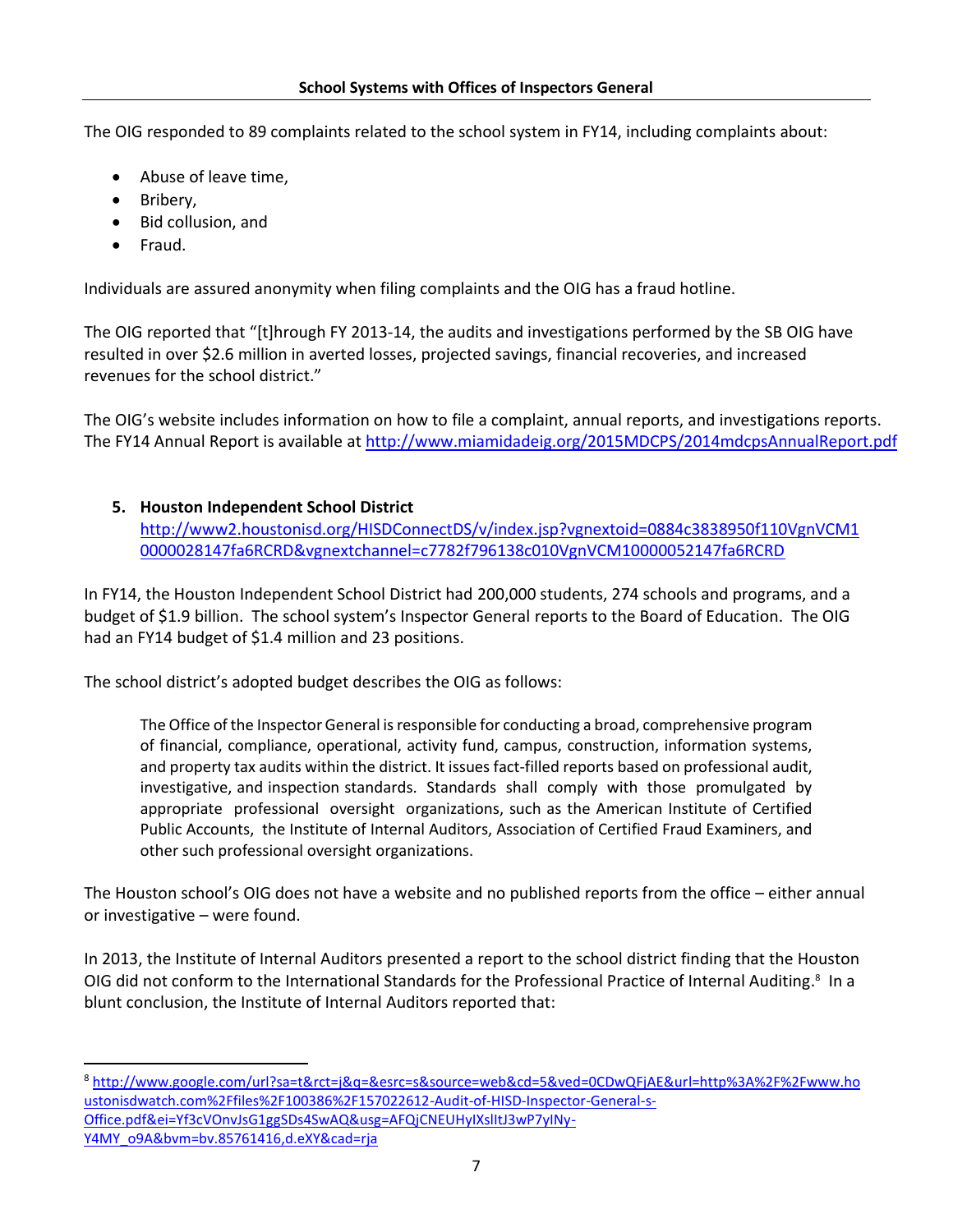The OIG responded to 89 complaints related to the school system in FY14, including complaints about:

- Abuse of leave time,
- Bribery,
- Bid collusion, and
- Fraud.

Individuals are assured anonymity when filing complaints and the OIG has a fraud hotline.

The OIG reported that "[t]hrough FY 2013-14, the audits and investigations performed by the SB OIG have resulted in over $2.6 million in averted losses, projected savings, financial recoveries, and increased revenues for the school district."

The OIG's website includes information on how to file a complaint, annual reports, and investigations reports. The FY14 Annual Report is available at http://www.miamidadeig.org/2015MDCPS/2014mdcpsAnnualReport.pdf

**5. Houston Independent School District**
http://www2.houstonisd.org/HISDConnectDS/v/index.jsp?vgnextoid=0884c3838950f110VgnVCM10000028147fa6RCRD&vgnextchannel=c7782f796138c010VgnVCM10000052147fa6RCRD

In FY14, the Houston Independent School District had 200,000 students, 274 schools and programs, and a budget of $1.9 billion. The school system's Inspector General reports to the Board of Education. The OIG had an FY14 budget of $1.4 million and 23 positions.

The school district's adopted budget describes the OIG as follows:

> The Office of the Inspector General is responsible for conducting a broad, comprehensive program of financial, compliance, operational, activity fund, campus, construction, information systems, and property tax audits within the district. It issues fact-filled reports based on professional audit, investigative, and inspection standards. Standards shall comply with those promulgated by appropriate professional oversight organizations, such as the American Institute of Certified Public Accounts, the Institute of Internal Auditors, Association of Certified Fraud Examiners, and other such professional oversight organizations.

The Houston school's OIG does not have a website and no published reports from the office – either annual or investigative – were found.

In 2013, the Institute of Internal Auditors presented a report to the school district finding that the Houston OIG did not conform to the International Standards for the Professional Practice of Internal Auditing.[8] In a blunt conclusion, the Institute of Internal Auditors reported that:

---

[8] http://www.google.com/url?sa=t&rct=j&q=&esrc=s&source=web&cd=5&ved=0CDwQFjAE&url=http%3A%2F%2Fwww.houstonisdwatch.com%2Ffiles%2F100386%2F157022612-Audit-of-HISD-Inspector-General-s-Office.pdf&ei=Yf3cVOnvJsG1ggSDs4SwAQ&usg=AFQjCNEUHyIXslltJ3wP7yINy-Y4MY_o9A&bvm=bv.85761416,d.eXY&cad=rja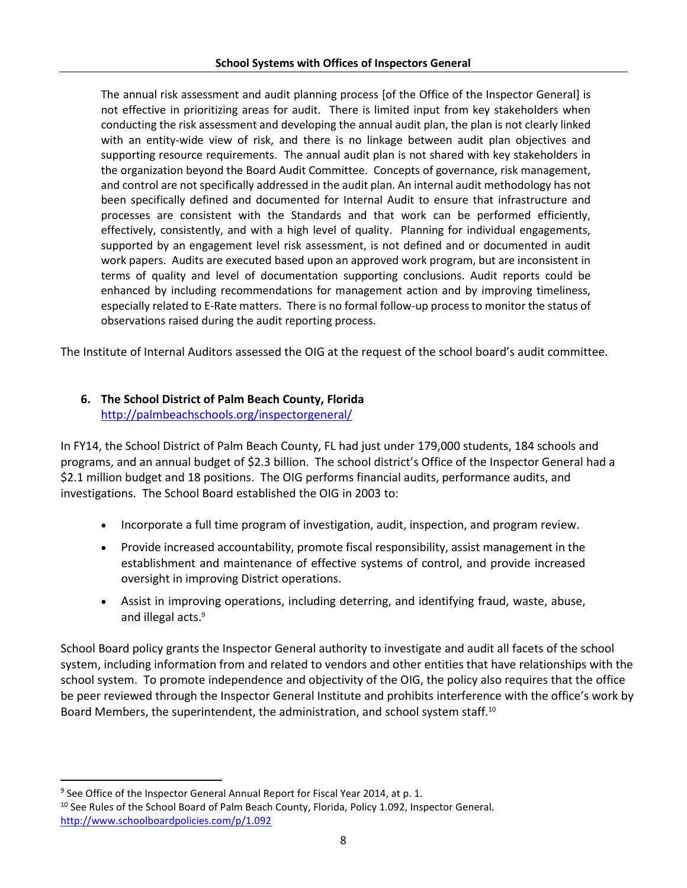> The annual risk assessment and audit planning process [of the Office of the Inspector General] is not effective in prioritizing areas for audit. There is limited input from key stakeholders when conducting the risk assessment and developing the annual audit plan, the plan is not clearly linked with an entity-wide view of risk, and there is no linkage between audit plan objectives and supporting resource requirements. The annual audit plan is not shared with key stakeholders in the organization beyond the Board Audit Committee. Concepts of governance, risk management, and control are not specifically addressed in the audit plan. An internal audit methodology has not been specifically defined and documented for Internal Audit to ensure that infrastructure and processes are consistent with the Standards and that work can be performed efficiently, effectively, consistently, and with a high level of quality. Planning for individual engagements, supported by an engagement level risk assessment, is not defined and or documented in audit work papers. Audits are executed based upon an approved work program, but are inconsistent in terms of quality and level of documentation supporting conclusions. Audit reports could be enhanced by including recommendations for management action and by improving timeliness, especially related to E-Rate matters. There is no formal follow-up process to monitor the status of observations raised during the audit reporting process.

The Institute of Internal Auditors assessed the OIG at the request of the school board's audit committee.

### 6. The School District of Palm Beach County, Florida

http://palmbeachschools.org/inspectorgeneral/

In FY14, the School District of Palm Beach County, FL had just under 179,000 students, 184 schools and programs, and an annual budget of $2.3 billion. The school district's Office of the Inspector General had a $2.1 million budget and 18 positions. The OIG performs financial audits, performance audits, and investigations. The School Board established the OIG in 2003 to:

- Incorporate a full time program of investigation, audit, inspection, and program review.
- Provide increased accountability, promote fiscal responsibility, assist management in the establishment and maintenance of effective systems of control, and provide increased oversight in improving District operations.
- Assist in improving operations, including deterring, and identifying fraud, waste, abuse, and illegal acts.[9]

School Board policy grants the Inspector General authority to investigate and audit all facets of the school system, including information from and related to vendors and other entities that have relationships with the school system. To promote independence and objectivity of the OIG, the policy also requires that the office be peer reviewed through the Inspector General Institute and prohibits interference with the office's work by Board Members, the superintendent, the administration, and school system staff.[10]

---

[9] See Office of the Inspector General Annual Report for Fiscal Year 2014, at p. 1.

[10] See Rules of the School Board of Palm Beach County, Florida, Policy 1.092, Inspector General. http://www.schoolboardpolicies.com/p/1.092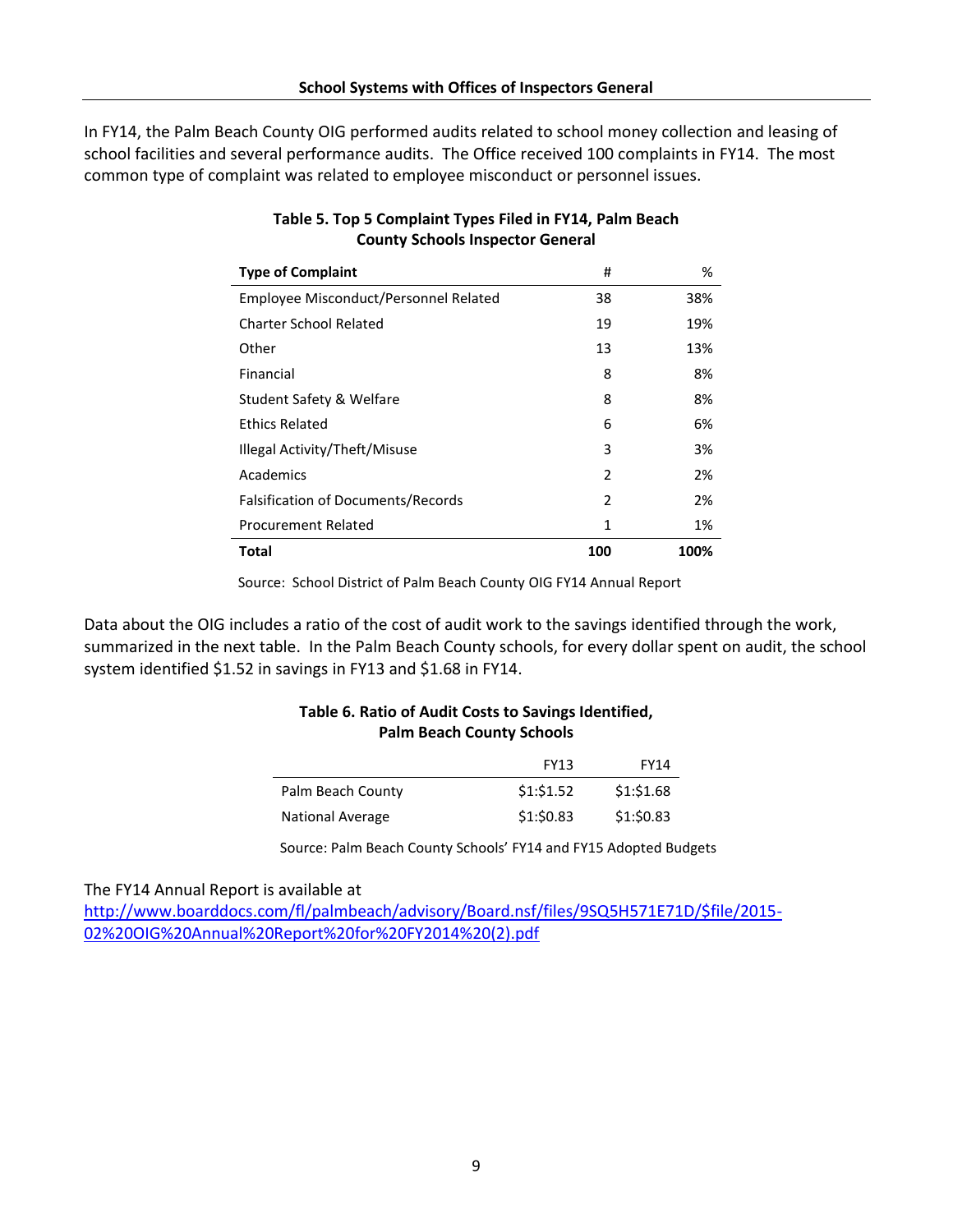In FY14, the Palm Beach County OIG performed audits related to school money collection and leasing of school facilities and several performance audits. The Office received 100 complaints in FY14. The most common type of complaint was related to employee misconduct or personnel issues.

**Table 5. Top 5 Complaint Types Filed in FY14, Palm Beach County Schools Inspector General**

| Type of Complaint | # | % |
|---|---|---|
| Employee Misconduct/Personnel Related | 38 | 38% |
| Charter School Related | 19 | 19% |
| Other | 13 | 13% |
| Financial | 8 | 8% |
| Student Safety & Welfare | 8 | 8% |
| Ethics Related | 6 | 6% |
| Illegal Activity/Theft/Misuse | 3 | 3% |
| Academics | 2 | 2% |
| Falsification of Documents/Records | 2 | 2% |
| Procurement Related | 1 | 1% |
| **Total** | **100** | **100%** |

Source: School District of Palm Beach County OIG FY14 Annual Report

Data about the OIG includes a ratio of the cost of audit work to the savings identified through the work, summarized in the next table. In the Palm Beach County schools, for every dollar spent on audit, the school system identified $1.52 in savings in FY13 and $1.68 in FY14.

**Table 6. Ratio of Audit Costs to Savings Identified, Palm Beach County Schools**

| | FY13 | FY14 |
|---|---|---|
| Palm Beach County | $1:$1.52 | $1:$1.68 |
| National Average | $1:$0.83 | $1:$0.83 |

Source: Palm Beach County Schools' FY14 and FY15 Adopted Budgets

The FY14 Annual Report is available at
[http://www.boarddocs.com/fl/palmbeach/advisory/Board.nsf/files/9SQ5H571E71D/$file/2015-02%20OIG%20Annual%20Report%20for%20FY2014%20(2).pdf](http://www.boarddocs.com/fl/palmbeach/advisory/Board.nsf/files/9SQ5H571E71D/$file/2015-02%20OIG%20Annual%20Report%20for%20FY2014%20(2).pdf)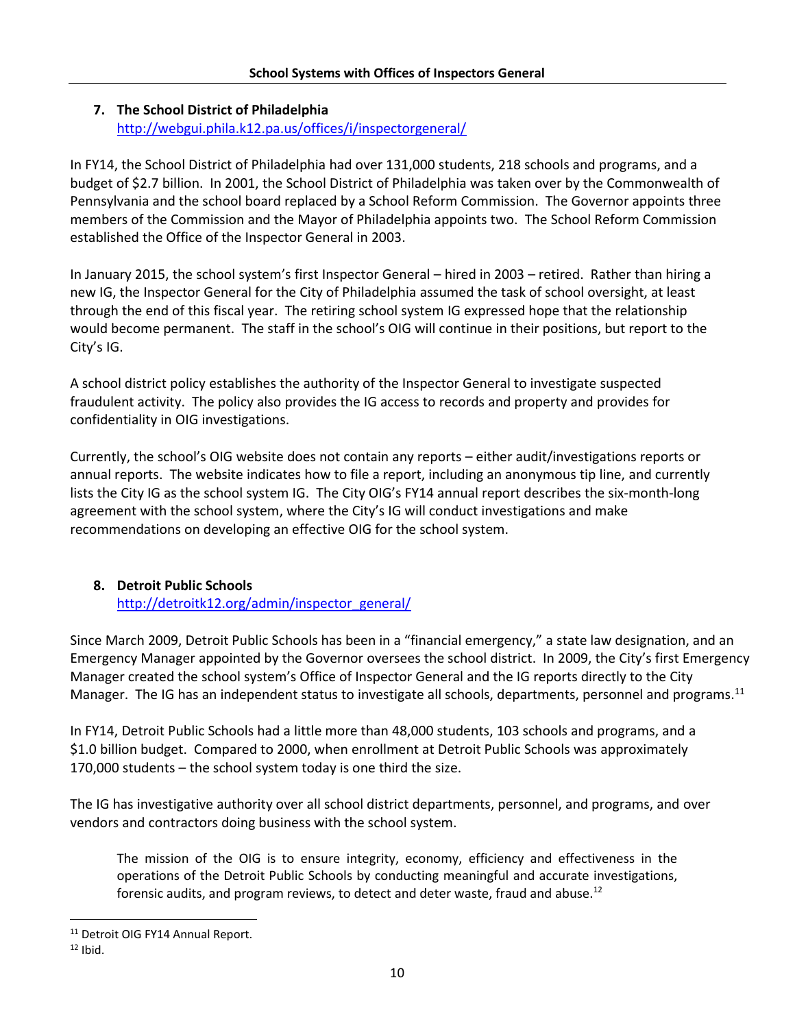### 7. The School District of Philadelphia

http://webgui.phila.k12.pa.us/offices/i/inspectorgeneral/

In FY14, the School District of Philadelphia had over 131,000 students, 218 schools and programs, and a budget of $2.7 billion. In 2001, the School District of Philadelphia was taken over by the Commonwealth of Pennsylvania and the school board replaced by a School Reform Commission. The Governor appoints three members of the Commission and the Mayor of Philadelphia appoints two. The School Reform Commission established the Office of the Inspector General in 2003.

In January 2015, the school system's first Inspector General – hired in 2003 – retired. Rather than hiring a new IG, the Inspector General for the City of Philadelphia assumed the task of school oversight, at least through the end of this fiscal year. The retiring school system IG expressed hope that the relationship would become permanent. The staff in the school's OIG will continue in their positions, but report to the City's IG.

A school district policy establishes the authority of the Inspector General to investigate suspected fraudulent activity. The policy also provides the IG access to records and property and provides for confidentiality in OIG investigations.

Currently, the school's OIG website does not contain any reports – either audit/investigations reports or annual reports. The website indicates how to file a report, including an anonymous tip line, and currently lists the City IG as the school system IG. The City OIG's FY14 annual report describes the six-month-long agreement with the school system, where the City's IG will conduct investigations and make recommendations on developing an effective OIG for the school system.

### 8. Detroit Public Schools

http://detroitk12.org/admin/inspector_general/

Since March 2009, Detroit Public Schools has been in a "financial emergency," a state law designation, and an Emergency Manager appointed by the Governor oversees the school district. In 2009, the City's first Emergency Manager created the school system's Office of Inspector General and the IG reports directly to the City Manager. The IG has an independent status to investigate all schools, departments, personnel and programs.[11]

In FY14, Detroit Public Schools had a little more than 48,000 students, 103 schools and programs, and a $1.0 billion budget. Compared to 2000, when enrollment at Detroit Public Schools was approximately 170,000 students – the school system today is one third the size.

The IG has investigative authority over all school district departments, personnel, and programs, and over vendors and contractors doing business with the school system.

> The mission of the OIG is to ensure integrity, economy, efficiency and effectiveness in the operations of the Detroit Public Schools by conducting meaningful and accurate investigations, forensic audits, and program reviews, to detect and deter waste, fraud and abuse.[12]

---

[11] Detroit OIG FY14 Annual Report.

[12] Ibid.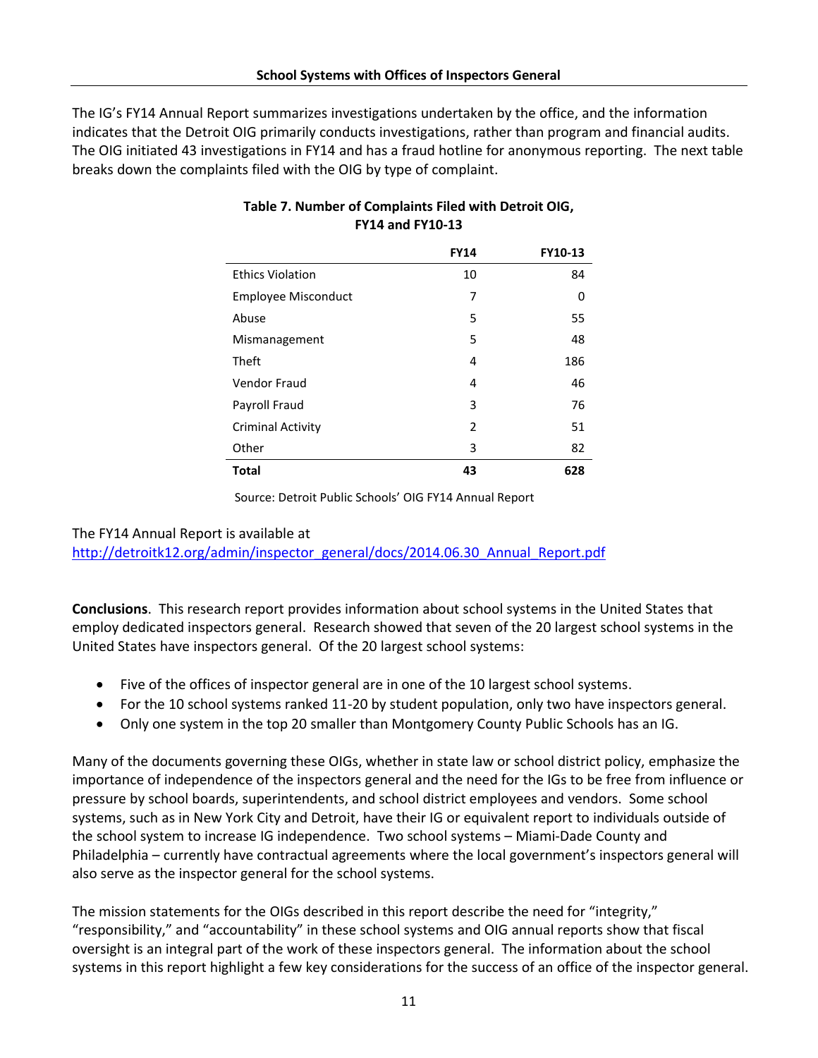The IG's FY14 Annual Report summarizes investigations undertaken by the office, and the information indicates that the Detroit OIG primarily conducts investigations, rather than program and financial audits. The OIG initiated 43 investigations in FY14 and has a fraud hotline for anonymous reporting. The next table breaks down the complaints filed with the OIG by type of complaint.

**Table 7. Number of Complaints Filed with Detroit OIG, FY14 and FY10-13**

| | FY14 | FY10-13 |
|---|---|---|
| Ethics Violation | 10 | 84 |
| Employee Misconduct | 7 | 0 |
| Abuse | 5 | 55 |
| Mismanagement | 5 | 48 |
| Theft | 4 | 186 |
| Vendor Fraud | 4 | 46 |
| Payroll Fraud | 3 | 76 |
| Criminal Activity | 2 | 51 |
| Other | 3 | 82 |
| **Total** | **43** | **628** |

Source: Detroit Public Schools' OIG FY14 Annual Report

The FY14 Annual Report is available at
http://detroitk12.org/admin/inspector_general/docs/2014.06.30_Annual_Report.pdf

**Conclusions**. This research report provides information about school systems in the United States that employ dedicated inspectors general. Research showed that seven of the 20 largest school systems in the United States have inspectors general. Of the 20 largest school systems:

- Five of the offices of inspector general are in one of the 10 largest school systems.
- For the 10 school systems ranked 11-20 by student population, only two have inspectors general.
- Only one system in the top 20 smaller than Montgomery County Public Schools has an IG.

Many of the documents governing these OIGs, whether in state law or school district policy, emphasize the importance of independence of the inspectors general and the need for the IGs to be free from influence or pressure by school boards, superintendents, and school district employees and vendors. Some school systems, such as in New York City and Detroit, have their IG or equivalent report to individuals outside of the school system to increase IG independence. Two school systems – Miami-Dade County and Philadelphia – currently have contractual agreements where the local government's inspectors general will also serve as the inspector general for the school systems.

The mission statements for the OIGs described in this report describe the need for "integrity," "responsibility," and "accountability" in these school systems and OIG annual reports show that fiscal oversight is an integral part of the work of these inspectors general. The information about the school systems in this report highlight a few key considerations for the success of an office of the inspector general.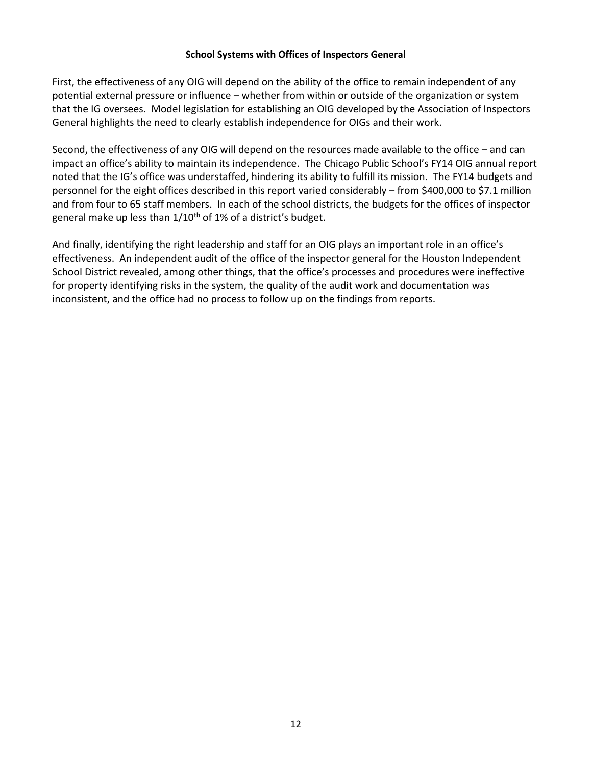First, the effectiveness of any OIG will depend on the ability of the office to remain independent of any potential external pressure or influence – whether from within or outside of the organization or system that the IG oversees. Model legislation for establishing an OIG developed by the Association of Inspectors General highlights the need to clearly establish independence for OIGs and their work.

Second, the effectiveness of any OIG will depend on the resources made available to the office – and can impact an office's ability to maintain its independence. The Chicago Public School's FY14 OIG annual report noted that the IG's office was understaffed, hindering its ability to fulfill its mission. The FY14 budgets and personnel for the eight offices described in this report varied considerably – from \$400,000 to \$7.1 million and from four to 65 staff members. In each of the school districts, the budgets for the offices of inspector general make up less than $1/10^{th}$ of 1% of a district's budget.

And finally, identifying the right leadership and staff for an OIG plays an important role in an office's effectiveness. An independent audit of the office of the inspector general for the Houston Independent School District revealed, among other things, that the office's processes and procedures were ineffective for property identifying risks in the system, the quality of the audit work and documentation was inconsistent, and the office had no process to follow up on the findings from reports.